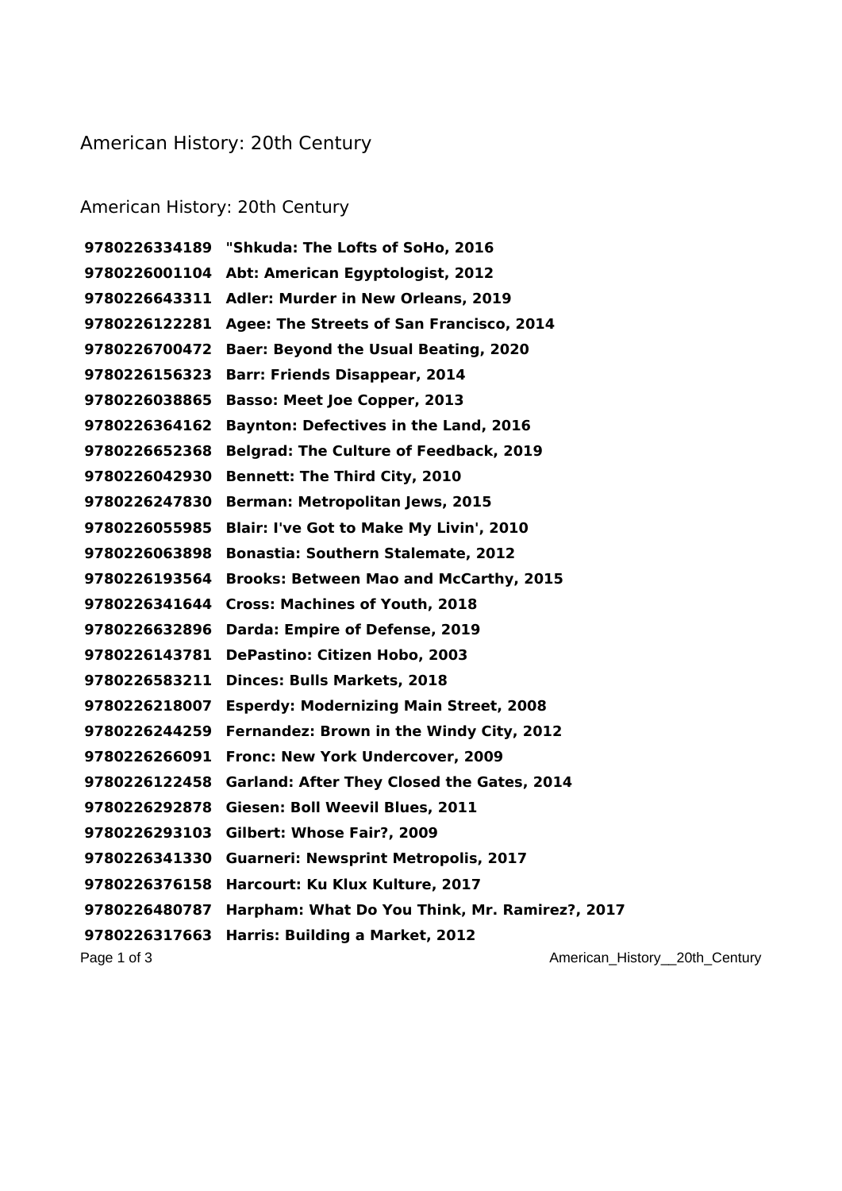# American History: 20th Century

## American History: 20th Century

| | |
|---|---|
| **9780226334189** | **"Shkuda: The Lofts of SoHo, 2016** |
| **9780226001104** | **Abt: American Egyptologist, 2012** |
| **9780226643311** | **Adler: Murder in New Orleans, 2019** |
| **9780226122281** | **Agee: The Streets of San Francisco, 2014** |
| **9780226700472** | **Baer: Beyond the Usual Beating, 2020** |
| **9780226156323** | **Barr: Friends Disappear, 2014** |
| **9780226038865** | **Basso: Meet Joe Copper, 2013** |
| **9780226364162** | **Baynton: Defectives in the Land, 2016** |
| **9780226652368** | **Belgrad: The Culture of Feedback, 2019** |
| **9780226042930** | **Bennett: The Third City, 2010** |
| **9780226247830** | **Berman: Metropolitan Jews, 2015** |
| **9780226055985** | **Blair: I've Got to Make My Livin', 2010** |
| **9780226063898** | **Bonastia: Southern Stalemate, 2012** |
| **9780226193564** | **Brooks: Between Mao and McCarthy, 2015** |
| **9780226341644** | **Cross: Machines of Youth, 2018** |
| **9780226632896** | **Darda: Empire of Defense, 2019** |
| **9780226143781** | **DePastino: Citizen Hobo, 2003** |
| **9780226583211** | **Dinces: Bulls Markets, 2018** |
| **9780226218007** | **Esperdy: Modernizing Main Street, 2008** |
| **9780226244259** | **Fernandez: Brown in the Windy City, 2012** |
| **9780226266091** | **Fronc: New York Undercover, 2009** |
| **9780226122458** | **Garland: After They Closed the Gates, 2014** |
| **9780226292878** | **Giesen: Boll Weevil Blues, 2011** |
| **9780226293103** | **Gilbert: Whose Fair?, 2009** |
| **9780226341330** | **Guarneri: Newsprint Metropolis, 2017** |
| **9780226376158** | **Harcourt: Ku Klux Kulture, 2017** |
| **9780226480787** | **Harpham: What Do You Think, Mr. Ramirez?, 2017** |
| **9780226317663** | **Harris: Building a Market, 2012** |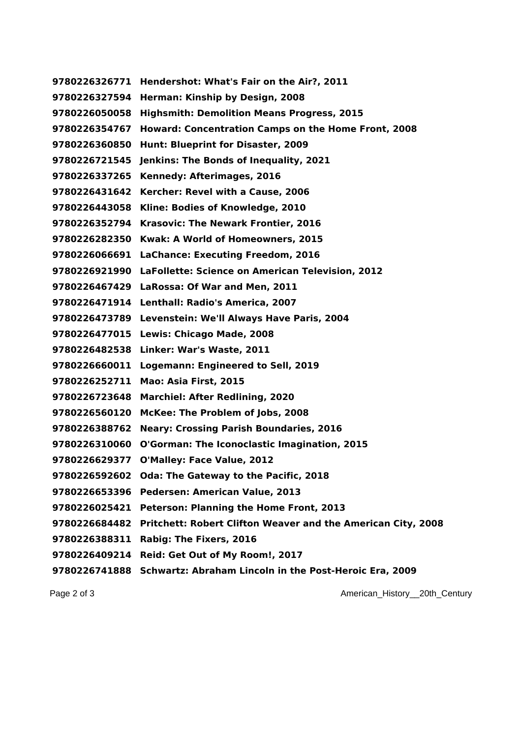**9780226326771 Hendershot: What's Fair on the Air?, 2011**
**9780226327594 Herman: Kinship by Design, 2008**
**9780226050058 Highsmith: Demolition Means Progress, 2015**
**9780226354767 Howard: Concentration Camps on the Home Front, 2008**
**9780226360850 Hunt: Blueprint for Disaster, 2009**
**9780226721545 Jenkins: The Bonds of Inequality, 2021**
**9780226337265 Kennedy: Afterimages, 2016**
**9780226431642 Kercher: Revel with a Cause, 2006**
**9780226443058 Kline: Bodies of Knowledge, 2010**
**9780226352794 Krasovic: The Newark Frontier, 2016**
**9780226282350 Kwak: A World of Homeowners, 2015**
**9780226066691 LaChance: Executing Freedom, 2016**
**9780226921990 LaFollette: Science on American Television, 2012**
**9780226467429 LaRossa: Of War and Men, 2011**
**9780226471914 Lenthall: Radio's America, 2007**
**9780226473789 Levenstein: We'll Always Have Paris, 2004**
**9780226477015 Lewis: Chicago Made, 2008**
**9780226482538 Linker: War's Waste, 2011**
**9780226660011 Logemann: Engineered to Sell, 2019**
**9780226252711 Mao: Asia First, 2015**
**9780226723648 Marchiel: After Redlining, 2020**
**9780226560120 McKee: The Problem of Jobs, 2008**
**9780226388762 Neary: Crossing Parish Boundaries, 2016**
**9780226310060 O'Gorman: The Iconoclastic Imagination, 2015**
**9780226629377 O'Malley: Face Value, 2012**
**9780226592602 Oda: The Gateway to the Pacific, 2018**
**9780226653396 Pedersen: American Value, 2013**
**9780226025421 Peterson: Planning the Home Front, 2013**
**9780226684482 Pritchett: Robert Clifton Weaver and the American City, 2008**
**9780226388311 Rabig: The Fixers, 2016**
**9780226409214 Reid: Get Out of My Room!, 2017**
**9780226741888 Schwartz: Abraham Lincoln in the Post-Heroic Era, 2009**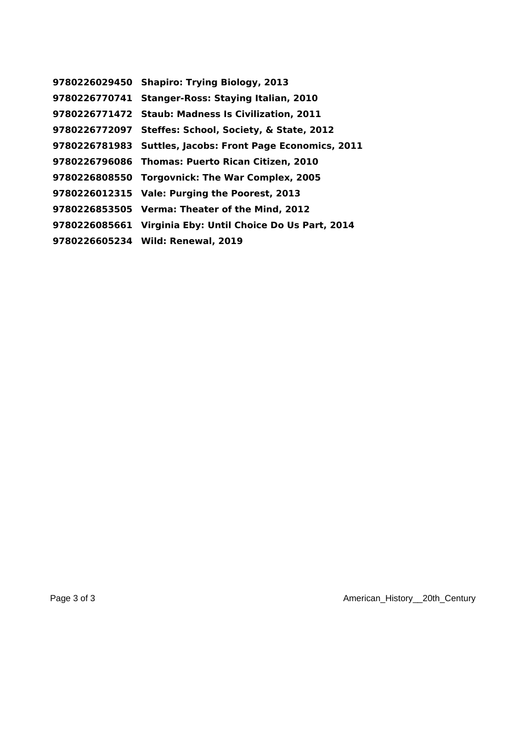**9780226029450 Shapiro: Trying Biology, 2013**
**9780226770741 Stanger-Ross: Staying Italian, 2010**
**9780226771472 Staub: Madness Is Civilization, 2011**
**9780226772097 Steffes: School, Society, & State, 2012**
**9780226781983 Suttles, Jacobs: Front Page Economics, 2011**
**9780226796086 Thomas: Puerto Rican Citizen, 2010**
**9780226808550 Torgovnick: The War Complex, 2005**
**9780226012315 Vale: Purging the Poorest, 2013**
**9780226853505 Verma: Theater of the Mind, 2012**
**9780226085661 Virginia Eby: Until Choice Do Us Part, 2014**
**9780226605234 Wild: Renewal, 2019**